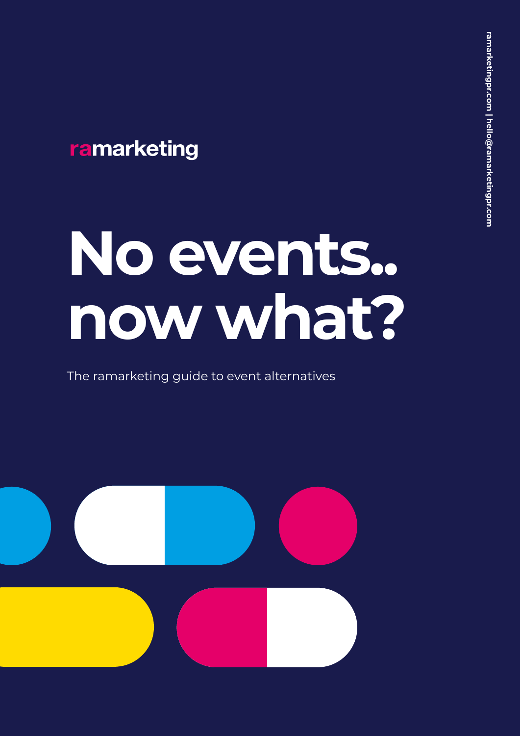ramarketing

# No events.. now what?

The ramarketing guide to event alternatives

ramarketingpr.com | hello@ramarketingpr.com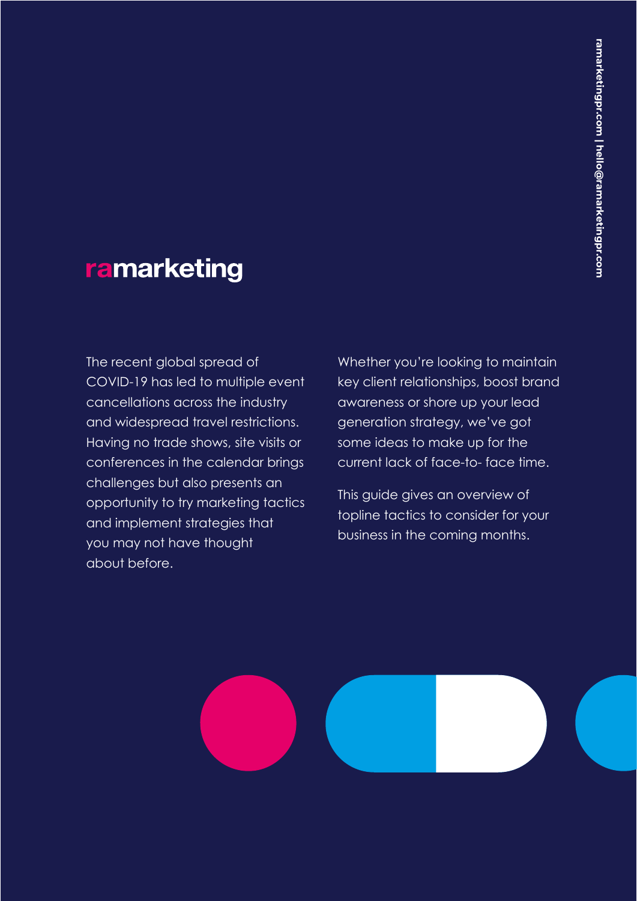ramarketing

The recent global spread of COVID-19 has led to multiple event cancellations across the industry and widespread travel restrictions. Having no trade shows, site visits or conferences in the calendar brings challenges but also presents an opportunity to try marketing tactics and implement strategies that you may not have thought about before.

Whether you're looking to maintain key client relationships, boost brand awareness or shore up your lead generation strategy, we've got some ideas to make up for the current lack of face-to- face time.

This guide gives an overview of topline tactics to consider for your business in the coming months.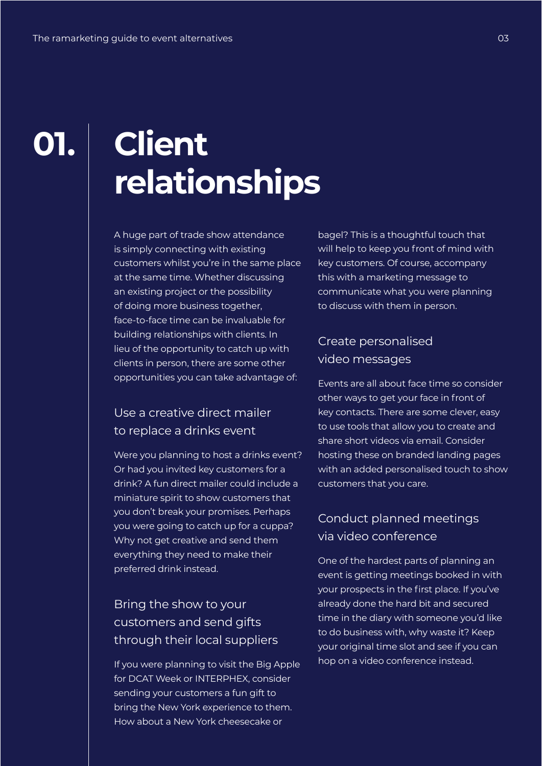# 01. Client relationships

A huge part of trade show attendance is simply connecting with existing customers whilst you're in the same place at the same time. Whether discussing an existing project or the possibility of doing more business together, face-to-face time can be invaluable for building relationships with clients. In lieu of the opportunity to catch up with clients in person, there are some other opportunities you can take advantage of:

## Use a creative direct mailer to replace a drinks event

Were you planning to host a drinks event? Or had you invited key customers for a drink? A fun direct mailer could include a miniature spirit to show customers that you don't break your promises. Perhaps you were going to catch up for a cuppa? Why not get creative and send them everything they need to make their preferred drink instead.

## Bring the show to your customers and send gifts through their local suppliers

If you were planning to visit the Big Apple for DCAT Week or INTERPHEX, consider sending your customers a fun gift to bring the New York experience to them. How about a New York cheesecake or bagel? This is a thoughtful touch that will help to keep you front of mind with key customers. Of course, accompany this with a marketing message to communicate what you were planning to discuss with them in person.

## Create personalised video messages

Events are all about face time so consider other ways to get your face in front of key contacts. There are some clever, easy to use tools that allow you to create and share short videos via email. Consider hosting these on branded landing pages with an added personalised touch to show customers that you care.

## Conduct planned meetings via video conference

One of the hardest parts of planning an event is getting meetings booked in with your prospects in the first place. If you've already done the hard bit and secured time in the diary with someone you'd like to do business with, why waste it? Keep your original time slot and see if you can hop on a video conference instead.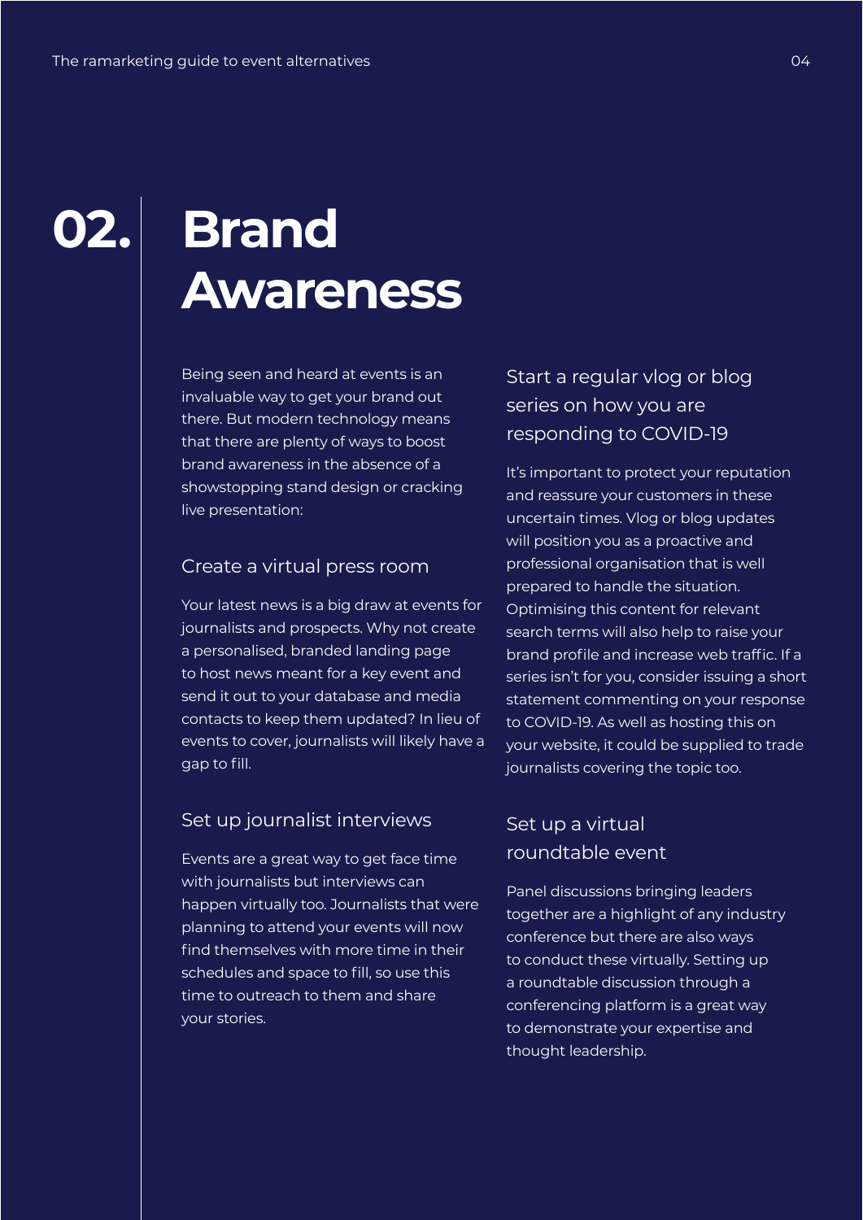# 02. Brand Awareness

Being seen and heard at events is an invaluable way to get your brand out there. But modern technology means that there are plenty of ways to boost brand awareness in the absence of a showstopping stand design or cracking live presentation:

### Create a virtual press room

Your latest news is a big draw at events for journalists and prospects. Why not create a personalised, branded landing page to host news meant for a key event and send it out to your database and media contacts to keep them updated? In lieu of events to cover, journalists will likely have a gap to fill.

### Set up journalist interviews

Events are a great way to get face time with journalists but interviews can happen virtually too. Journalists that were planning to attend your events will now find themselves with more time in their schedules and space to fill, so use this time to outreach to them and share your stories.

### Start a regular vlog or blog series on how you are responding to COVID-19

It's important to protect your reputation and reassure your customers in these uncertain times. Vlog or blog updates will position you as a proactive and professional organisation that is well prepared to handle the situation. Optimising this content for relevant search terms will also help to raise your brand profile and increase web traffic. If a series isn't for you, consider issuing a short statement commenting on your response to COVID-19. As well as hosting this on your website, it could be supplied to trade journalists covering the topic too.

### Set up a virtual roundtable event

Panel discussions bringing leaders together are a highlight of any industry conference but there are also ways to conduct these virtually. Setting up a roundtable discussion through a conferencing platform is a great way to demonstrate your expertise and thought leadership.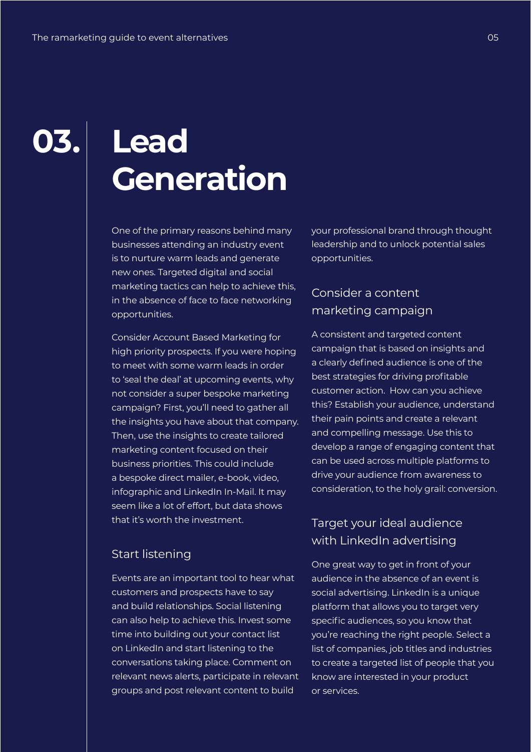# 03. Lead Generation

One of the primary reasons behind many businesses attending an industry event is to nurture warm leads and generate new ones. Targeted digital and social marketing tactics can help to achieve this, in the absence of face to face networking opportunities.

Consider Account Based Marketing for high priority prospects. If you were hoping to meet with some warm leads in order to 'seal the deal' at upcoming events, why not consider a super bespoke marketing campaign? First, you'll need to gather all the insights you have about that company. Then, use the insights to create tailored marketing content focused on their business priorities. This could include a bespoke direct mailer, e-book, video, infographic and LinkedIn In-Mail. It may seem like a lot of effort, but data shows that it's worth the investment.

## Start listening

Events are an important tool to hear what customers and prospects have to say and build relationships. Social listening can also help to achieve this. Invest some time into building out your contact list on LinkedIn and start listening to the conversations taking place. Comment on relevant news alerts, participate in relevant groups and post relevant content to build your professional brand through thought leadership and to unlock potential sales opportunities.

## Consider a content marketing campaign

A consistent and targeted content campaign that is based on insights and a clearly defined audience is one of the best strategies for driving profitable customer action. How can you achieve this? Establish your audience, understand their pain points and create a relevant and compelling message. Use this to develop a range of engaging content that can be used across multiple platforms to drive your audience from awareness to consideration, to the holy grail: conversion.

## Target your ideal audience with LinkedIn advertising

One great way to get in front of your audience in the absence of an event is social advertising. LinkedIn is a unique platform that allows you to target very specific audiences, so you know that you're reaching the right people. Select a list of companies, job titles and industries to create a targeted list of people that you know are interested in your product or services.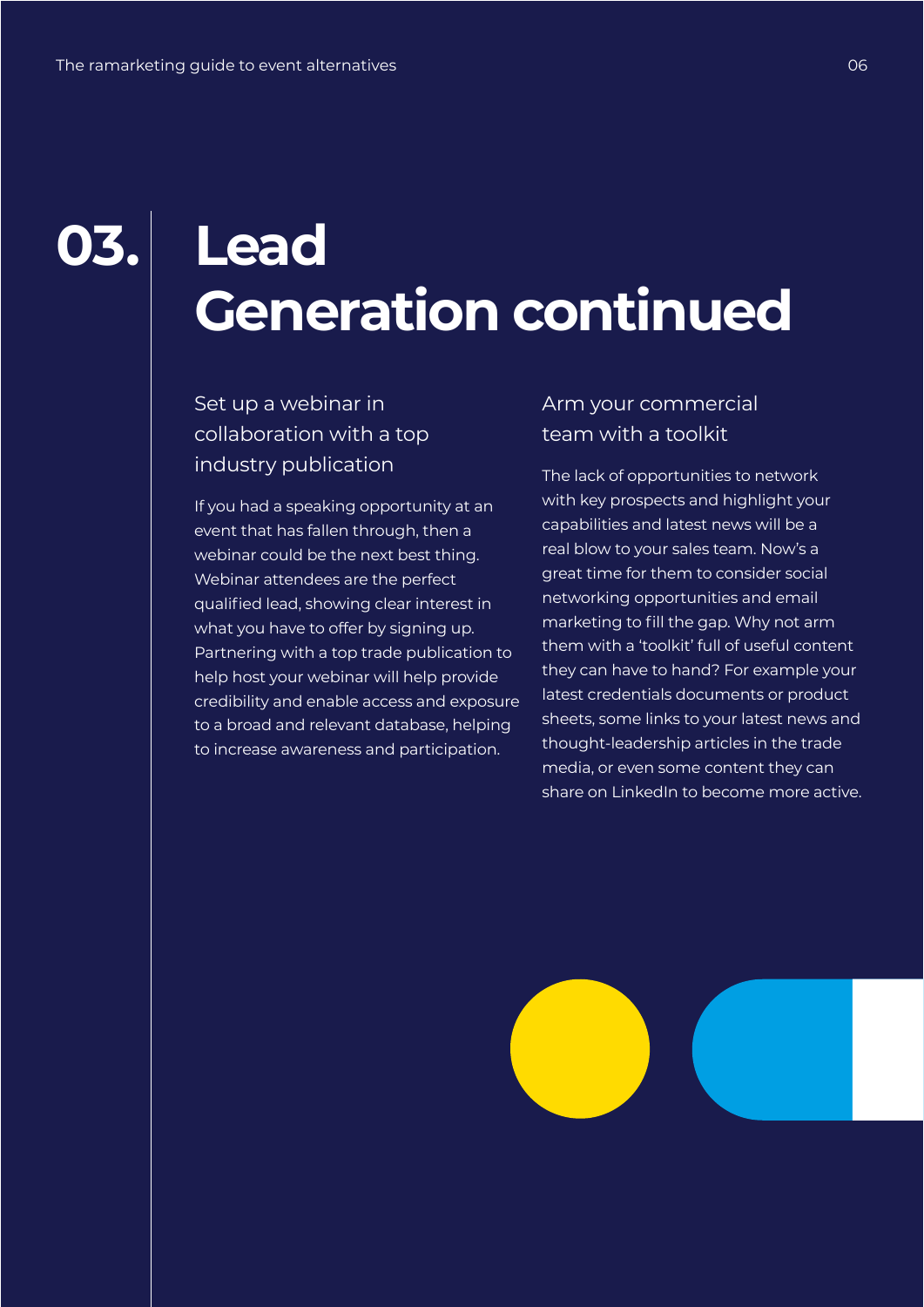# 03. Lead Generation continued

## Set up a webinar in collaboration with a top industry publication

If you had a speaking opportunity at an event that has fallen through, then a webinar could be the next best thing. Webinar attendees are the perfect qualified lead, showing clear interest in what you have to offer by signing up. Partnering with a top trade publication to help host your webinar will help provide credibility and enable access and exposure to a broad and relevant database, helping to increase awareness and participation.

## Arm your commercial team with a toolkit

The lack of opportunities to network with key prospects and highlight your capabilities and latest news will be a real blow to your sales team. Now's a great time for them to consider social networking opportunities and email marketing to fill the gap. Why not arm them with a 'toolkit' full of useful content they can have to hand? For example your latest credentials documents or product sheets, some links to your latest news and thought-leadership articles in the trade media, or even some content they can share on LinkedIn to become more active.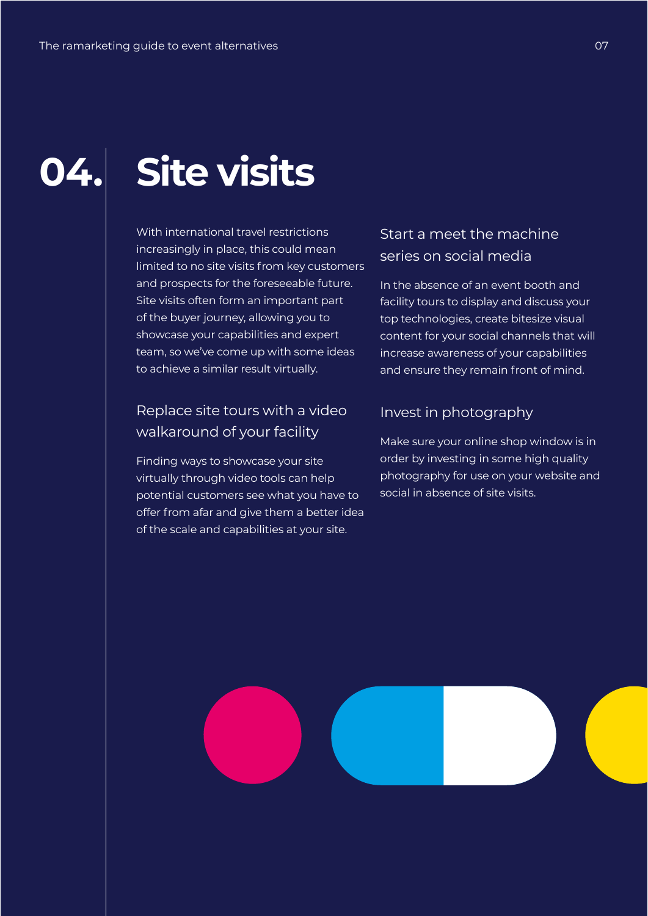# 04. Site visits

With international travel restrictions increasingly in place, this could mean limited to no site visits from key customers and prospects for the foreseeable future. Site visits often form an important part of the buyer journey, allowing you to showcase your capabilities and expert team, so we've come up with some ideas to achieve a similar result virtually.

## Replace site tours with a video walkaround of your facility

Finding ways to showcase your site virtually through video tools can help potential customers see what you have to offer from afar and give them a better idea of the scale and capabilities at your site.

## Start a meet the machine series on social media

In the absence of an event booth and facility tours to display and discuss your top technologies, create bitesize visual content for your social channels that will increase awareness of your capabilities and ensure they remain front of mind.

## Invest in photography

Make sure your online shop window is in order by investing in some high quality photography for use on your website and social in absence of site visits.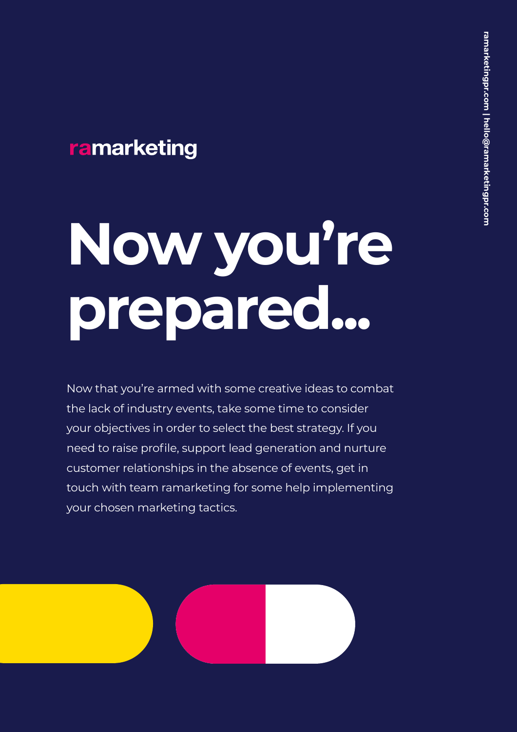ramarketing

# Now you're prepared...

Now that you're armed with some creative ideas to combat the lack of industry events, take some time to consider your objectives in order to select the best strategy. If you need to raise profile, support lead generation and nurture customer relationships in the absence of events, get in touch with team ramarketing for some help implementing your chosen marketing tactics.

**ramarketingpr.com | hello@ramarketingpr.com**